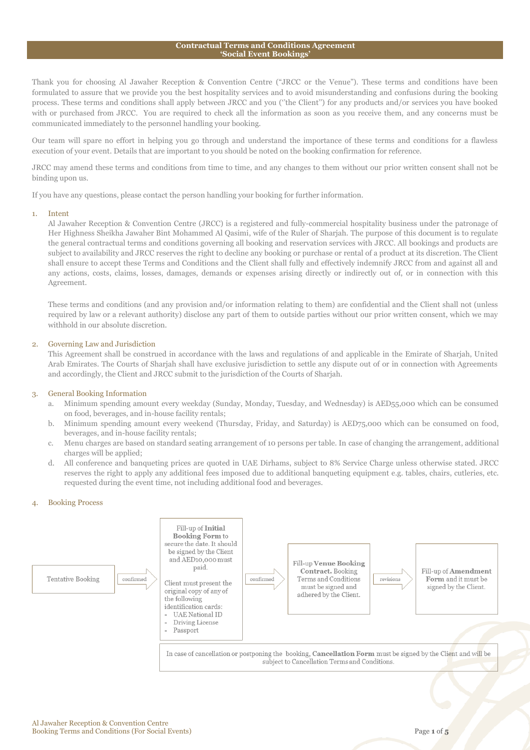# Contractual Terms and Conditions Agreement
## 'Social Event Bookings'

Thank you for choosing Al Jawaher Reception & Convention Centre ("JRCC or the Venue"). These terms and conditions have been formulated to assure that we provide you the best hospitality services and to avoid misunderstanding and confusions during the booking process. These terms and conditions shall apply between JRCC and you ("the Client") for any products and/or services you have booked with or purchased from JRCC. You are required to check all the information as soon as you receive them, and any concerns must be communicated immediately to the personnel handling your booking.

Our team will spare no effort in helping you go through and understand the importance of these terms and conditions for a flawless execution of your event. Details that are important to you should be noted on the booking confirmation for reference.

JRCC may amend these terms and conditions from time to time, and any changes to them without our prior written consent shall not be binding upon us.

If you have any questions, please contact the person handling your booking for further information.

1. Intent

   Al Jawaher Reception & Convention Centre (JRCC) is a registered and fully-commercial hospitality business under the patronage of Her Highness Sheikha Jawaher Bint Mohammed Al Qasimi, wife of the Ruler of Sharjah. The purpose of this document is to regulate the general contractual terms and conditions governing all booking and reservation services with JRCC. All bookings and products are subject to availability and JRCC reserves the right to decline any booking or purchase or rental of a product at its discretion. The Client shall ensure to accept these Terms and Conditions and the Client shall fully and effectively indemnify JRCC from and against all and any actions, costs, claims, losses, damages, demands or expenses arising directly or indirectly out of, or in connection with this Agreement.

   These terms and conditions (and any provision and/or information relating to them) are confidential and the Client shall not (unless required by law or a relevant authority) disclose any part of them to outside parties without our prior written consent, which we may withhold in our absolute discretion.

2. Governing Law and Jurisdiction

   This Agreement shall be construed in accordance with the laws and regulations of and applicable in the Emirate of Sharjah, United Arab Emirates. The Courts of Sharjah shall have exclusive jurisdiction to settle any dispute out of or in connection with Agreements and accordingly, the Client and JRCC submit to the jurisdiction of the Courts of Sharjah.

3. General Booking Information
   a. Minimum spending amount every weekday (Sunday, Monday, Tuesday, and Wednesday) is AED55,000 which can be consumed on food, beverages, and in-house facility rentals;
   b. Minimum spending amount every weekend (Thursday, Friday, and Saturday) is AED75,000 which can be consumed on food, beverages, and in-house facility rentals;
   c. Menu charges are based on standard seating arrangement of 10 persons per table. In case of changing the arrangement, additional charges will be applied;
   d. All conference and banqueting prices are quoted in UAE Dirhams, subject to 8% Service Charge unless otherwise stated. JRCC reserves the right to apply any additional fees imposed due to additional banqueting equipment e.g. tables, chairs, cutleries, etc. requested during the event time, not including additional food and beverages.

4. Booking Process

Tentative Booking → (confirmed) → Fill-up of **Initial Booking Form** to secure the date. It should be signed by the Client and AED10,000 must paid.

Client must present the original copy of any of the following identification cards:
- UAE National ID
- Driving License
- Passport

→ (confirmed) → Fill-up **Venue Booking Contract.** Booking Terms and Conditions must be signed and adhered by the Client. → (revisions) → Fill-up of **Amendment Form** and it must be signed by the Client.

In case of cancellation or postponing the booking, **Cancellation Form** must be signed by the Client and will be subject to Cancellation Terms and Conditions.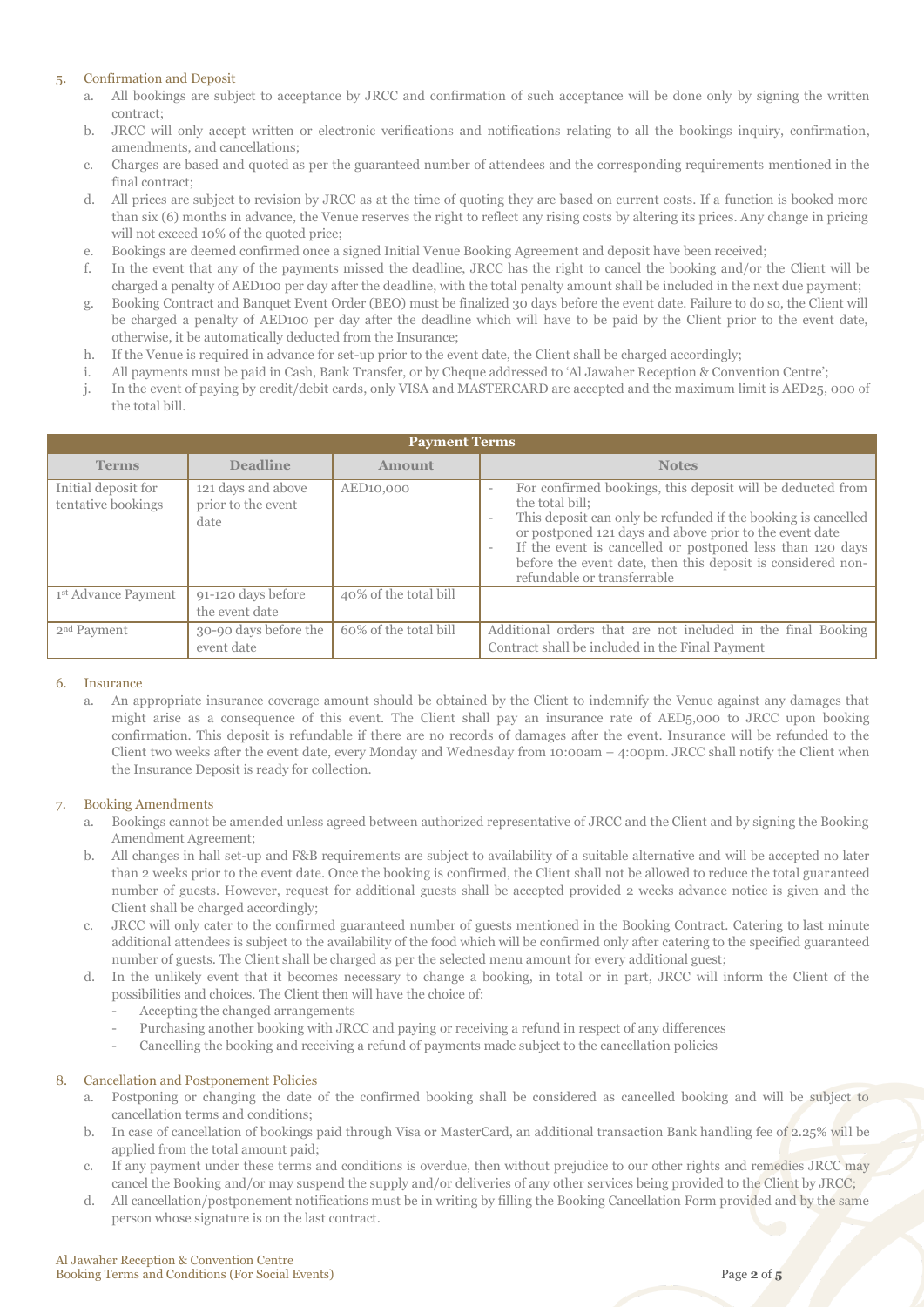5. Confirmation and Deposit
    a. All bookings are subject to acceptance by JRCC and confirmation of such acceptance will be done only by signing the written contract;
    b. JRCC will only accept written or electronic verifications and notifications relating to all the bookings inquiry, confirmation, amendments, and cancellations;
    c. Charges are based and quoted as per the guaranteed number of attendees and the corresponding requirements mentioned in the final contract;
    d. All prices are subject to revision by JRCC as at the time of quoting they are based on current costs. If a function is booked more than six (6) months in advance, the Venue reserves the right to reflect any rising costs by altering its prices. Any change in pricing will not exceed 10% of the quoted price;
    e. Bookings are deemed confirmed once a signed Initial Venue Booking Agreement and deposit have been received;
    f. In the event that any of the payments missed the deadline, JRCC has the right to cancel the booking and/or the Client will be charged a penalty of AED100 per day after the deadline, with the total penalty amount shall be included in the next due payment;
    g. Booking Contract and Banquet Event Order (BEO) must be finalized 30 days before the event date. Failure to do so, the Client will be charged a penalty of AED100 per day after the deadline which will have to be paid by the Client prior to the event date, otherwise, it be automatically deducted from the Insurance;
    h. If the Venue is required in advance for set-up prior to the event date, the Client shall be charged accordingly;
    i. All payments must be paid in Cash, Bank Transfer, or by Cheque addressed to 'Al Jawaher Reception & Convention Centre';
    j. In the event of paying by credit/debit cards, only VISA and MASTERCARD are accepted and the maximum limit is AED25, 000 of the total bill.

| Payment Terms | | | |
|---|---|---|---|
| **Terms** | **Deadline** | **Amount** | **Notes** |
| Initial deposit for tentative bookings | 121 days and above prior to the event date | AED10,000 | - For confirmed bookings, this deposit will be deducted from the total bill; - This deposit can only be refunded if the booking is cancelled or postponed 121 days and above prior to the event date - If the event is cancelled or postponed less than 120 days before the event date, then this deposit is considered non-refundable or transferrable |
| 1st Advance Payment | 91-120 days before the event date | 40% of the total bill | |
| 2nd Payment | 30-90 days before the event date | 60% of the total bill | Additional orders that are not included in the final Booking Contract shall be included in the Final Payment |

6. Insurance
    a. An appropriate insurance coverage amount should be obtained by the Client to indemnify the Venue against any damages that might arise as a consequence of this event. The Client shall pay an insurance rate of AED5,000 to JRCC upon booking confirmation. This deposit is refundable if there are no records of damages after the event. Insurance will be refunded to the Client two weeks after the event date, every Monday and Wednesday from 10:00am – 4:00pm. JRCC shall notify the Client when the Insurance Deposit is ready for collection.

7. Booking Amendments
    a. Bookings cannot be amended unless agreed between authorized representative of JRCC and the Client and by signing the Booking Amendment Agreement;
    b. All changes in hall set-up and F&B requirements are subject to availability of a suitable alternative and will be accepted no later than 2 weeks prior to the event date. Once the booking is confirmed, the Client shall not be allowed to reduce the total guaranteed number of guests. However, request for additional guests shall be accepted provided 2 weeks advance notice is given and the Client shall be charged accordingly;
    c. JRCC will only cater to the confirmed guaranteed number of guests mentioned in the Booking Contract. Catering to last minute additional attendees is subject to the availability of the food which will be confirmed only after catering to the specified guaranteed number of guests. The Client shall be charged as per the selected menu amount for every additional guest;
    d. In the unlikely event that it becomes necessary to change a booking, in total or in part, JRCC will inform the Client of the possibilities and choices. The Client then will have the choice of:
        - Accepting the changed arrangements
        - Purchasing another booking with JRCC and paying or receiving a refund in respect of any differences
        - Cancelling the booking and receiving a refund of payments made subject to the cancellation policies

8. Cancellation and Postponement Policies
    a. Postponing or changing the date of the confirmed booking shall be considered as cancelled booking and will be subject to cancellation terms and conditions;
    b. In case of cancellation of bookings paid through Visa or MasterCard, an additional transaction Bank handling fee of 2.25% will be applied from the total amount paid;
    c. If any payment under these terms and conditions is overdue, then without prejudice to our other rights and remedies JRCC may cancel the Booking and/or may suspend the supply and/or deliveries of any other services being provided to the Client by JRCC;
    d. All cancellation/postponement notifications must be in writing by filling the Booking Cancellation Form provided and by the same person whose signature is on the last contract.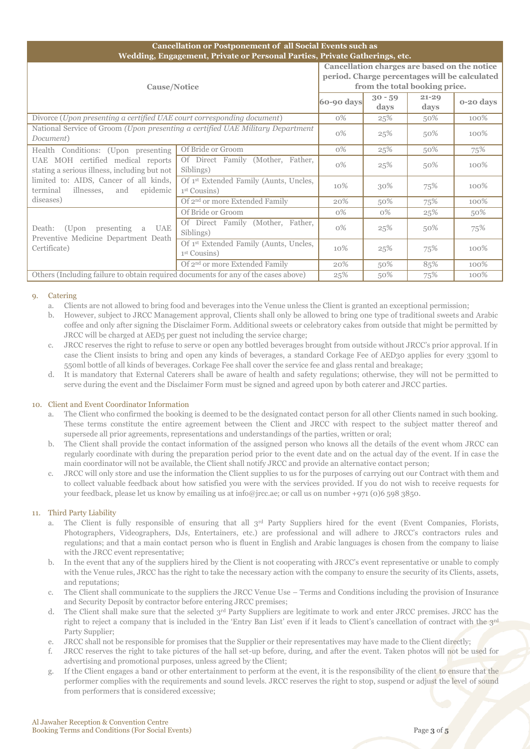| Cancellation or Postponement of all Social Events such as Wedding, Engagement, Private or Personal Parties, Private Gatherings, etc. | | | | | |
|---|---|---|---|---|---|
| **Cause/Notice** | | **Cancellation charges are based on the notice period. Charge percentages will be calculated from the total booking price.** | | | |
| | | **60-90 days** | **30 - 59 days** | **21-29 days** | **0-20 days** |
| Divorce (*Upon presenting a certified UAE court corresponding document*) | | 0% | 25% | 50% | 100% |
| National Service of Groom (*Upon presenting a certified UAE Military Department Document*) | | 0% | 25% | 50% | 100% |
| Health Conditions: (Upon presenting UAE MOH certified medical reports stating a serious illness, including but not limited to: AIDS, Cancer of all kinds, terminal illnesses, and epidemic diseases) | Of Bride or Groom | 0% | 25% | 50% | 75% |
| | Of Direct Family (Mother, Father, Siblings) | 0% | 25% | 50% | 100% |
| | Of 1st Extended Family (Aunts, Uncles, 1st Cousins) | 10% | 30% | 75% | 100% |
| | Of 2nd or more Extended Family | 20% | 50% | 75% | 100% |
| Death: (Upon presenting a UAE Preventive Medicine Department Death Certificate) | Of Bride or Groom | 0% | 0% | 25% | 50% |
| | Of Direct Family (Mother, Father, Siblings) | 0% | 25% | 50% | 75% |
| | Of 1st Extended Family (Aunts, Uncles, 1st Cousins) | 10% | 25% | 75% | 100% |
| | Of 2nd or more Extended Family | 20% | 50% | 85% | 100% |
| Others (Including failure to obtain required documents for any of the cases above) | | 25% | 50% | 75% | 100% |

9. Catering
    a. Clients are not allowed to bring food and beverages into the Venue unless the Client is granted an exceptional permission;
    b. However, subject to JRCC Management approval, Clients shall only be allowed to bring one type of traditional sweets and Arabic coffee and only after signing the Disclaimer Form. Additional sweets or celebratory cakes from outside that might be permitted by JRCC will be charged at AED5 per guest not including the service charge;
    c. JRCC reserves the right to refuse to serve or open any bottled beverages brought from outside without JRCC's prior approval. If in case the Client insists to bring and open any kinds of beverages, a standard Corkage Fee of AED30 applies for every 330ml to 550ml bottle of all kinds of beverages. Corkage Fee shall cover the service fee and glass rental and breakage;
    d. It is mandatory that External Caterers shall be aware of health and safety regulations; otherwise, they will not be permitted to serve during the event and the Disclaimer Form must be signed and agreed upon by both caterer and JRCC parties.

10. Client and Event Coordinator Information
    a. The Client who confirmed the booking is deemed to be the designated contact person for all other Clients named in such booking. These terms constitute the entire agreement between the Client and JRCC with respect to the subject matter thereof and supersede all prior agreements, representations and understandings of the parties, written or oral;
    b. The Client shall provide the contact information of the assigned person who knows all the details of the event whom JRCC can regularly coordinate with during the preparation period prior to the event date and on the actual day of the event. If in case the main coordinator will not be available, the Client shall notify JRCC and provide an alternative contact person;
    c. JRCC will only store and use the information the Client supplies to us for the purposes of carrying out our Contract with them and to collect valuable feedback about how satisfied you were with the services provided. If you do not wish to receive requests for your feedback, please let us know by emailing us at info@jrcc.ae; or call us on number +971 (0)6 598 3850.

11. Third Party Liability
    a. The Client is fully responsible of ensuring that all 3rd Party Suppliers hired for the event (Event Companies, Florists, Photographers, Videographers, DJs, Entertainers, etc.) are professional and will adhere to JRCC's contractors rules and regulations; and that a main contact person who is fluent in English and Arabic languages is chosen from the company to liaise with the JRCC event representative;
    b. In the event that any of the suppliers hired by the Client is not cooperating with JRCC's event representative or unable to comply with the Venue rules, JRCC has the right to take the necessary action with the company to ensure the security of its Clients, assets, and reputations;
    c. The Client shall communicate to the suppliers the JRCC Venue Use – Terms and Conditions including the provision of Insurance and Security Deposit by contractor before entering JRCC premises;
    d. The Client shall make sure that the selected 3rd Party Suppliers are legitimate to work and enter JRCC premises. JRCC has the right to reject a company that is included in the 'Entry Ban List' even if it leads to Client's cancellation of contract with the 3rd Party Supplier;
    e. JRCC shall not be responsible for promises that the Supplier or their representatives may have made to the Client directly;
    f. JRCC reserves the right to take pictures of the hall set-up before, during, and after the event. Taken photos will not be used for advertising and promotional purposes, unless agreed by the Client;
    g. If the Client engages a band or other entertainment to perform at the event, it is the responsibility of the client to ensure that the performer complies with the requirements and sound levels. JRCC reserves the right to stop, suspend or adjust the level of sound from performers that is considered excessive;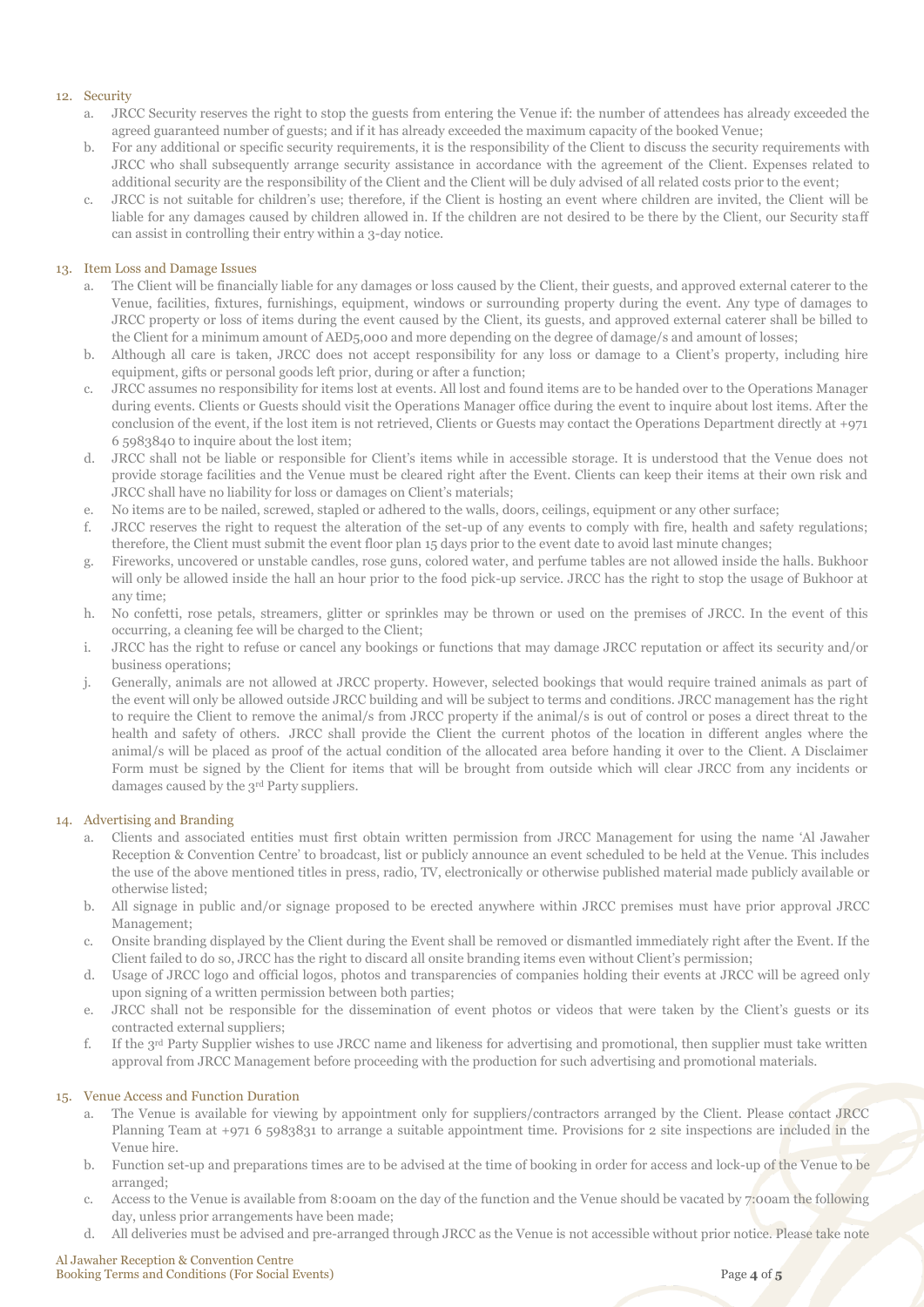12. Security
    a. JRCC Security reserves the right to stop the guests from entering the Venue if: the number of attendees has already exceeded the agreed guaranteed number of guests; and if it has already exceeded the maximum capacity of the booked Venue;
    b. For any additional or specific security requirements, it is the responsibility of the Client to discuss the security requirements with JRCC who shall subsequently arrange security assistance in accordance with the agreement of the Client. Expenses related to additional security are the responsibility of the Client and the Client will be duly advised of all related costs prior to the event;
    c. JRCC is not suitable for children's use; therefore, if the Client is hosting an event where children are invited, the Client will be liable for any damages caused by children allowed in. If the children are not desired to be there by the Client, our Security staff can assist in controlling their entry within a 3-day notice.

13. Item Loss and Damage Issues
    a. The Client will be financially liable for any damages or loss caused by the Client, their guests, and approved external caterer to the Venue, facilities, fixtures, furnishings, equipment, windows or surrounding property during the event. Any type of damages to JRCC property or loss of items during the event caused by the Client, its guests, and approved external caterer shall be billed to the Client for a minimum amount of AED5,000 and more depending on the degree of damage/s and amount of losses;
    b. Although all care is taken, JRCC does not accept responsibility for any loss or damage to a Client's property, including hire equipment, gifts or personal goods left prior, during or after a function;
    c. JRCC assumes no responsibility for items lost at events. All lost and found items are to be handed over to the Operations Manager during events. Clients or Guests should visit the Operations Manager office during the event to inquire about lost items. After the conclusion of the event, if the lost item is not retrieved, Clients or Guests may contact the Operations Department directly at +971 6 5983840 to inquire about the lost item;
    d. JRCC shall not be liable or responsible for Client's items while in accessible storage. It is understood that the Venue does not provide storage facilities and the Venue must be cleared right after the Event. Clients can keep their items at their own risk and JRCC shall have no liability for loss or damages on Client's materials;
    e. No items are to be nailed, screwed, stapled or adhered to the walls, doors, ceilings, equipment or any other surface;
    f. JRCC reserves the right to request the alteration of the set-up of any events to comply with fire, health and safety regulations; therefore, the Client must submit the event floor plan 15 days prior to the event date to avoid last minute changes;
    g. Fireworks, uncovered or unstable candles, rose guns, colored water, and perfume tables are not allowed inside the halls. Bukhoor will only be allowed inside the hall an hour prior to the food pick-up service. JRCC has the right to stop the usage of Bukhoor at any time;
    h. No confetti, rose petals, streamers, glitter or sprinkles may be thrown or used on the premises of JRCC. In the event of this occurring, a cleaning fee will be charged to the Client;
    i. JRCC has the right to refuse or cancel any bookings or functions that may damage JRCC reputation or affect its security and/or business operations;
    j. Generally, animals are not allowed at JRCC property. However, selected bookings that would require trained animals as part of the event will only be allowed outside JRCC building and will be subject to terms and conditions. JRCC management has the right to require the Client to remove the animal/s from JRCC property if the animal/s is out of control or poses a direct threat to the health and safety of others. JRCC shall provide the Client the current photos of the location in different angles where the animal/s will be placed as proof of the actual condition of the allocated area before handing it over to the Client. A Disclaimer Form must be signed by the Client for items that will be brought from outside which will clear JRCC from any incidents or damages caused by the 3rd Party suppliers.

14. Advertising and Branding
    a. Clients and associated entities must first obtain written permission from JRCC Management for using the name 'Al Jawaher Reception & Convention Centre' to broadcast, list or publicly announce an event scheduled to be held at the Venue. This includes the use of the above mentioned titles in press, radio, TV, electronically or otherwise published material made publicly available or otherwise listed;
    b. All signage in public and/or signage proposed to be erected anywhere within JRCC premises must have prior approval JRCC Management;
    c. Onsite branding displayed by the Client during the Event shall be removed or dismantled immediately right after the Event. If the Client failed to do so, JRCC has the right to discard all onsite branding items even without Client's permission;
    d. Usage of JRCC logo and official logos, photos and transparencies of companies holding their events at JRCC will be agreed only upon signing of a written permission between both parties;
    e. JRCC shall not be responsible for the dissemination of event photos or videos that were taken by the Client's guests or its contracted external suppliers;
    f. If the 3rd Party Supplier wishes to use JRCC name and likeness for advertising and promotional, then supplier must take written approval from JRCC Management before proceeding with the production for such advertising and promotional materials.

15. Venue Access and Function Duration
    a. The Venue is available for viewing by appointment only for suppliers/contractors arranged by the Client. Please contact JRCC Planning Team at +971 6 5983831 to arrange a suitable appointment time. Provisions for 2 site inspections are included in the Venue hire.
    b. Function set-up and preparations times are to be advised at the time of booking in order for access and lock-up of the Venue to be arranged;
    c. Access to the Venue is available from 8:00am on the day of the function and the Venue should be vacated by 7:00am the following day, unless prior arrangements have been made;
    d. All deliveries must be advised and pre-arranged through JRCC as the Venue is not accessible without prior notice. Please take note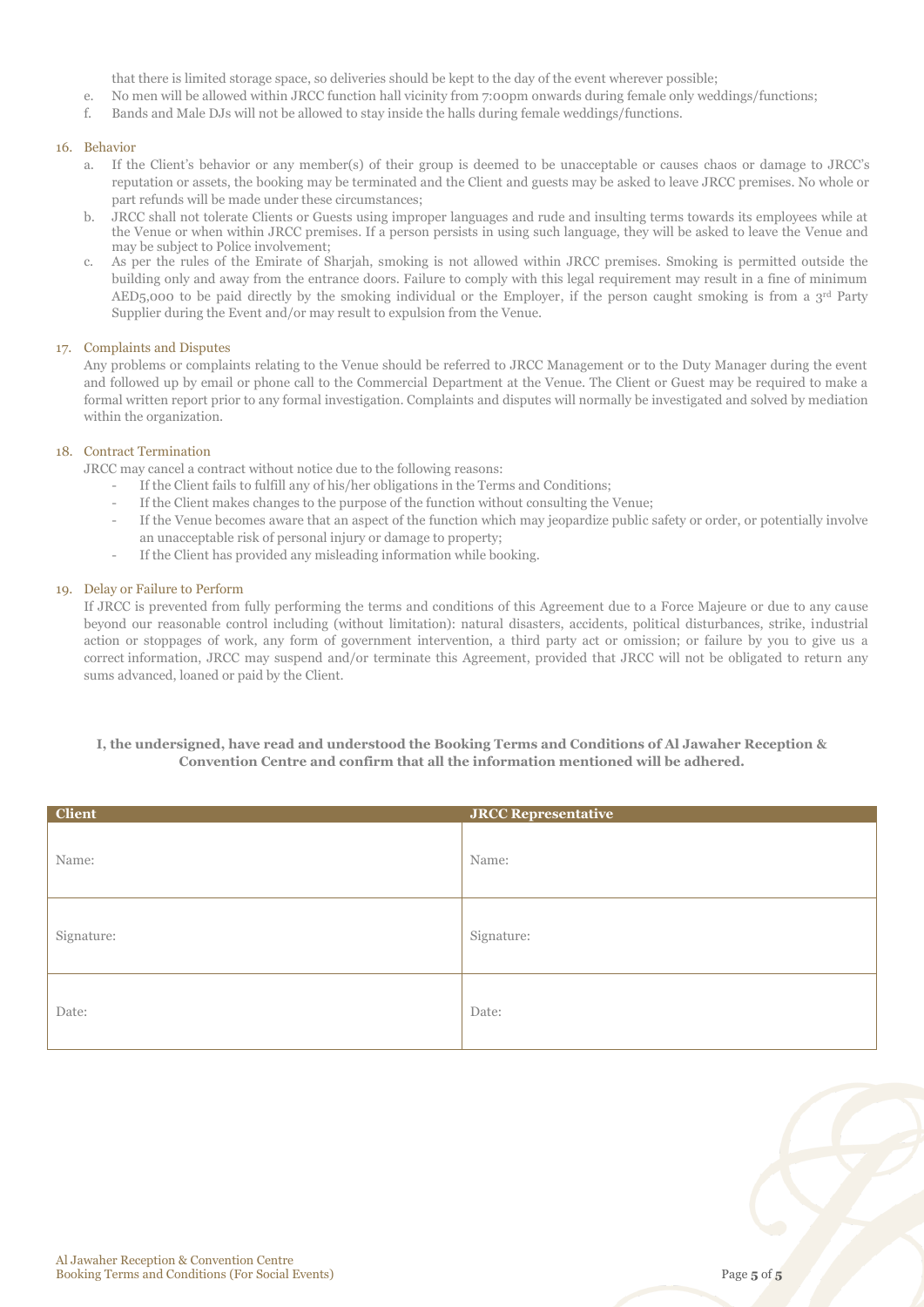that there is limited storage space, so deliveries should be kept to the day of the event wherever possible;

e. No men will be allowed within JRCC function hall vicinity from 7:00pm onwards during female only weddings/functions;
f. Bands and Male DJs will not be allowed to stay inside the halls during female weddings/functions.

16. Behavior
    a. If the Client's behavior or any member(s) of their group is deemed to be unacceptable or causes chaos or damage to JRCC's reputation or assets, the booking may be terminated and the Client and guests may be asked to leave JRCC premises. No whole or part refunds will be made under these circumstances;
    b. JRCC shall not tolerate Clients or Guests using improper languages and rude and insulting terms towards its employees while at the Venue or when within JRCC premises. If a person persists in using such language, they will be asked to leave the Venue and may be subject to Police involvement;
    c. As per the rules of the Emirate of Sharjah, smoking is not allowed within JRCC premises. Smoking is permitted outside the building only and away from the entrance doors. Failure to comply with this legal requirement may result in a fine of minimum AED5,000 to be paid directly by the smoking individual or the Employer, if the person caught smoking is from a 3rd Party Supplier during the Event and/or may result to expulsion from the Venue.

17. Complaints and Disputes

    Any problems or complaints relating to the Venue should be referred to JRCC Management or to the Duty Manager during the event and followed up by email or phone call to the Commercial Department at the Venue. The Client or Guest may be required to make a formal written report prior to any formal investigation. Complaints and disputes will normally be investigated and solved by mediation within the organization.

18. Contract Termination

    JRCC may cancel a contract without notice due to the following reasons:
    - If the Client fails to fulfill any of his/her obligations in the Terms and Conditions;
    - If the Client makes changes to the purpose of the function without consulting the Venue;
    - If the Venue becomes aware that an aspect of the function which may jeopardize public safety or order, or potentially involve an unacceptable risk of personal injury or damage to property;
    - If the Client has provided any misleading information while booking.

19. Delay or Failure to Perform

    If JRCC is prevented from fully performing the terms and conditions of this Agreement due to a Force Majeure or due to any cause beyond our reasonable control including (without limitation): natural disasters, accidents, political disturbances, strike, industrial action or stoppages of work, any form of government intervention, a third party act or omission; or failure by you to give us a correct information, JRCC may suspend and/or terminate this Agreement, provided that JRCC will not be obligated to return any sums advanced, loaned or paid by the Client.

**I, the undersigned, have read and understood the Booking Terms and Conditions of Al Jawaher Reception & Convention Centre and confirm that all the information mentioned will be adhered.**

| Client | JRCC Representative |
|---|---|
| Name: | Name: |
| Signature: | Signature: |
| Date: | Date: |